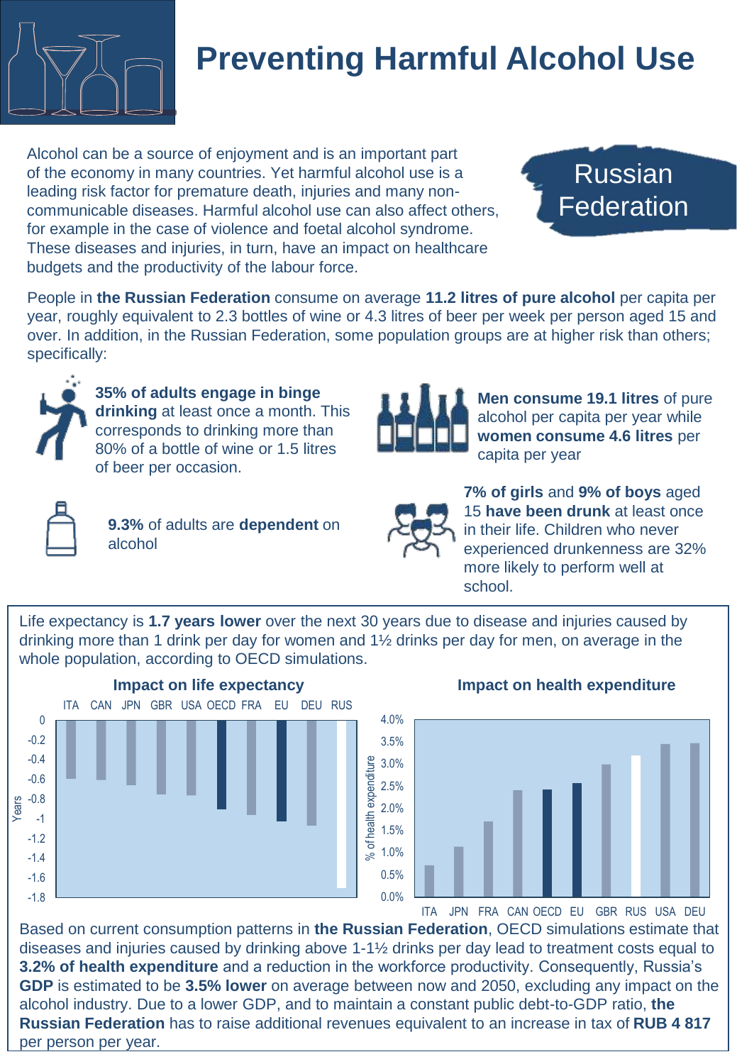# Preventing Harmful Alcohol Use

**Russian Federation**

Alcohol can be a source of enjoyment and is an important part of the economy in many countries. Yet harmful alcohol use is a leading risk factor for premature death, injuries and many non-communicable diseases. Harmful alcohol use can also affect others, for example in the case of violence and foetal alcohol syndrome. These diseases and injuries, in turn, have an impact on healthcare budgets and the productivity of the labour force.

People in **the Russian Federation** consume on average **11.2 litres of pure alcohol** per capita per year, roughly equivalent to 2.3 bottles of wine or 4.3 litres of beer per week per person aged 15 and over. In addition, in the Russian Federation, some population groups are at higher risk than others; specifically:

**35% of adults engage in binge drinking** at least once a month. This corresponds to drinking more than 80% of a bottle of wine or 1.5 litres of beer per occasion.

**Men consume 19.1 litres** of pure alcohol per capita per year while **women consume 4.6 litres** per capita per year

**9.3%** of adults are **dependent** on alcohol

**7% of girls** and **9% of boys** aged 15 **have been drunk** at least once in their life. Children who never experienced drunkenness are 32% more likely to perform well at school.

Life expectancy is **1.7 years lower** over the next 30 years due to disease and injuries caused by drinking more than 1 drink per day for women and 1½ drinks per day for men, on average in the whole population, according to OECD simulations.

**Impact on life expectancy**

Countries (left to right): ITA, CAN, JPN, GBR, USA, OECD, FRA, EU, DEU, RUS. Y-axis: Years (0 to -1.8).

**Impact on health expenditure**

Countries (left to right): ITA, JPN, FRA, CAN, OECD, EU, GBR, RUS, USA, DEU. Y-axis: % of health expenditure (0.0% to 4.0%).

Based on current consumption patterns in **the Russian Federation**, OECD simulations estimate that diseases and injuries caused by drinking above 1-1½ drinks per day lead to treatment costs equal to **3.2% of health expenditure** and a reduction in the workforce productivity. Consequently, Russia's **GDP** is estimated to be **3.5% lower** on average between now and 2050, excluding any impact on the alcohol industry. Due to a lower GDP, and to maintain a constant public debt-to-GDP ratio, **the Russian Federation** has to raise additional revenues equivalent to an increase in tax of **RUB 4 817** per person per year.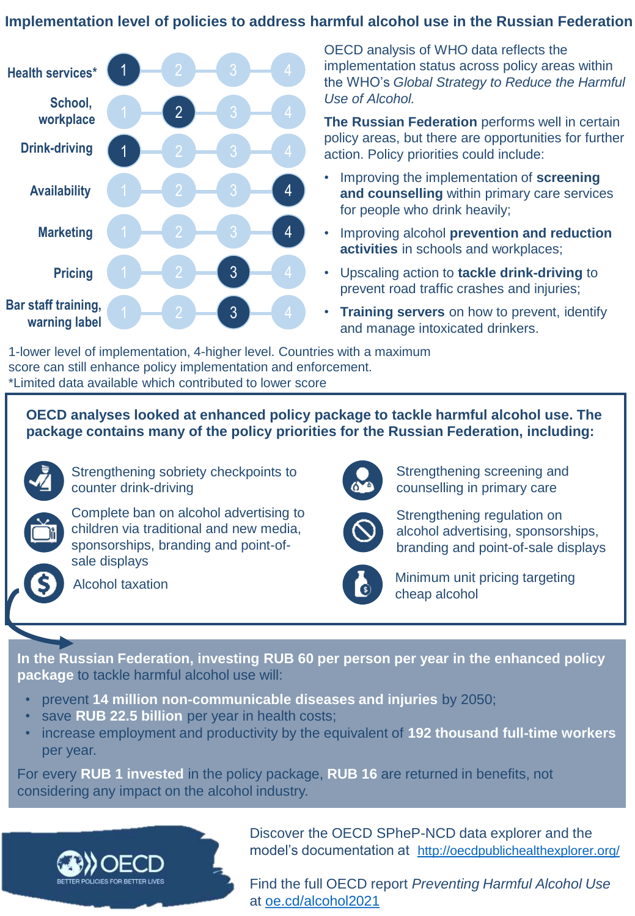# Implementation level of policies to address harmful alcohol use in the Russian Federation

Health services* 1 2 3 4

School, workplace 1 2 3 4

Drink-driving 1 2 3 4

Availability 1 2 3 4

Marketing 1 2 3 4

Pricing 1 2 3 4

Bar staff training, warning label 1 2 3 4

OECD analysis of WHO data reflects the implementation status across policy areas within the WHO's *Global Strategy to Reduce the Harmful Use of Alcohol.*

**The Russian Federation** performs well in certain policy areas, but there are opportunities for further action. Policy priorities could include:

- Improving the implementation of **screening and counselling** within primary care services for people who drink heavily;
- Improving alcohol **prevention and reduction activities** in schools and workplaces;
- Upscaling action to **tackle drink-driving** to prevent road traffic crashes and injuries;
- **Training servers** on how to prevent, identify and manage intoxicated drinkers.

1-lower level of implementation, 4-higher level. Countries with a maximum score can still enhance policy implementation and enforcement.
*Limited data available which contributed to lower score

**OECD analyses looked at enhanced policy package to tackle harmful alcohol use. The package contains many of the policy priorities for the Russian Federation, including:**

- Strengthening sobriety checkpoints to counter drink-driving
- Complete ban on alcohol advertising to children via traditional and new media, sponsorships, branding and point-of-sale displays
- Alcohol taxation
- Strengthening screening and counselling in primary care
- Strengthening regulation on alcohol advertising, sponsorships, branding and point-of-sale displays
- Minimum unit pricing targeting cheap alcohol

**In the Russian Federation, investing RUB 60 per person per year in the enhanced policy package** to tackle harmful alcohol use will:

- prevent **14 million non-communicable diseases and injuries** by 2050;
- save **RUB 22.5 billion** per year in health costs;
- increase employment and productivity by the equivalent of **192 thousand full-time workers** per year.

For every **RUB 1 invested** in the policy package, **RUB 16** are returned in benefits, not considering any impact on the alcohol industry.

OECD BETTER POLICIES FOR BETTER LIVES

Discover the OECD SPheP-NCD data explorer and the model's documentation at http://oecdpublichealthexplorer.org/

Find the full OECD report *Preventing Harmful Alcohol Use* at oe.cd/alcohol2021